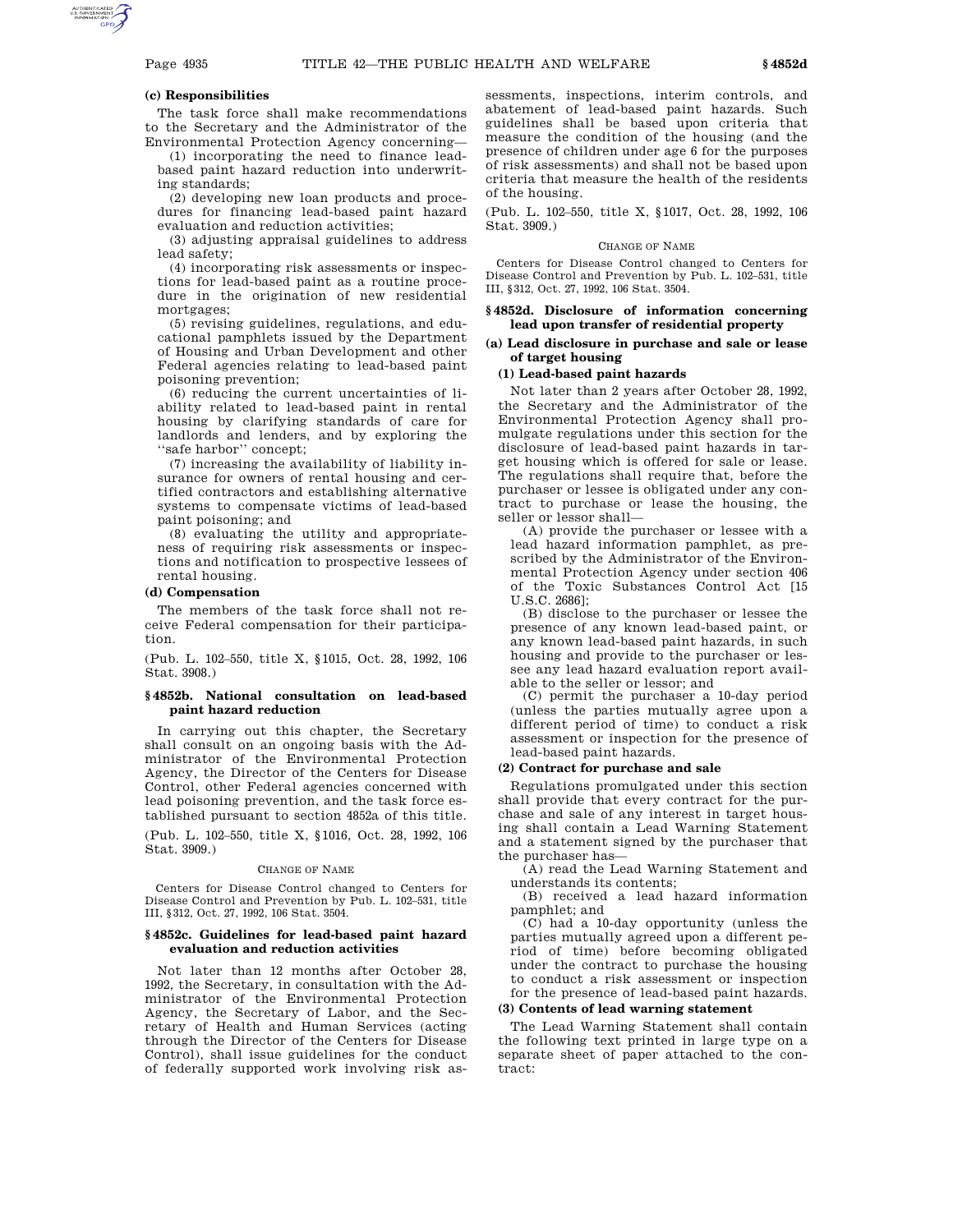### (c) Responsibilities

The task force shall make recommendations to the Secretary and the Administrator of the Environmental Protection Agency concerning—

(1) incorporating the need to finance lead-based paint hazard reduction into underwriting standards;

(2) developing new loan products and procedures for financing lead-based paint hazard evaluation and reduction activities;

(3) adjusting appraisal guidelines to address lead safety;

(4) incorporating risk assessments or inspections for lead-based paint as a routine procedure in the origination of new residential mortgages;

(5) revising guidelines, regulations, and educational pamphlets issued by the Department of Housing and Urban Development and other Federal agencies relating to lead-based paint poisoning prevention;

(6) reducing the current uncertainties of liability related to lead-based paint in rental housing by clarifying standards of care for landlords and lenders, and by exploring the "safe harbor" concept;

(7) increasing the availability of liability insurance for owners of rental housing and certified contractors and establishing alternative systems to compensate victims of lead-based paint poisoning; and

(8) evaluating the utility and appropriateness of requiring risk assessments or inspections and notification to prospective lessees of rental housing.

### (d) Compensation

The members of the task force shall not receive Federal compensation for their participation.

(Pub. L. 102–550, title X, §1015, Oct. 28, 1992, 106 Stat. 3908.)

## §4852b. National consultation on lead-based paint hazard reduction

In carrying out this chapter, the Secretary shall consult on an ongoing basis with the Administrator of the Environmental Protection Agency, the Director of the Centers for Disease Control, other Federal agencies concerned with lead poisoning prevention, and the task force established pursuant to section 4852a of this title.

(Pub. L. 102–550, title X, §1016, Oct. 28, 1992, 106 Stat. 3909.)

CHANGE OF NAME

Centers for Disease Control changed to Centers for Disease Control and Prevention by Pub. L. 102–531, title III, §312, Oct. 27, 1992, 106 Stat. 3504.

## §4852c. Guidelines for lead-based paint hazard evaluation and reduction activities

Not later than 12 months after October 28, 1992, the Secretary, in consultation with the Administrator of the Environmental Protection Agency, the Secretary of Labor, and the Secretary of Health and Human Services (acting through the Director of the Centers for Disease Control), shall issue guidelines for the conduct of federally supported work involving risk assessments, inspections, interim controls, and abatement of lead-based paint hazards. Such guidelines shall be based upon criteria that measure the condition of the housing (and the presence of children under age 6 for the purposes of risk assessments) and shall not be based upon criteria that measure the health of the residents of the housing.

(Pub. L. 102–550, title X, §1017, Oct. 28, 1992, 106 Stat. 3909.)

CHANGE OF NAME

Centers for Disease Control changed to Centers for Disease Control and Prevention by Pub. L. 102–531, title III, §312, Oct. 27, 1992, 106 Stat. 3504.

## §4852d. Disclosure of information concerning lead upon transfer of residential property

### (a) Lead disclosure in purchase and sale or lease of target housing

#### (1) Lead-based paint hazards

Not later than 2 years after October 28, 1992, the Secretary and the Administrator of the Environmental Protection Agency shall promulgate regulations under this section for the disclosure of lead-based paint hazards in target housing which is offered for sale or lease. The regulations shall require that, before the purchaser or lessee is obligated under any contract to purchase or lease the housing, the seller or lessor shall—

(A) provide the purchaser or lessee with a lead hazard information pamphlet, as prescribed by the Administrator of the Environmental Protection Agency under section 406 of the Toxic Substances Control Act [15 U.S.C. 2686];

(B) disclose to the purchaser or lessee the presence of any known lead-based paint, or any known lead-based paint hazards, in such housing and provide to the purchaser or lessee any lead hazard evaluation report available to the seller or lessor; and

(C) permit the purchaser a 10-day period (unless the parties mutually agree upon a different period of time) to conduct a risk assessment or inspection for the presence of lead-based paint hazards.

#### (2) Contract for purchase and sale

Regulations promulgated under this section shall provide that every contract for the purchase and sale of any interest in target housing shall contain a Lead Warning Statement and a statement signed by the purchaser that the purchaser has—

(A) read the Lead Warning Statement and understands its contents;

(B) received a lead hazard information pamphlet; and

(C) had a 10-day opportunity (unless the parties mutually agreed upon a different period of time) before becoming obligated under the contract to purchase the housing to conduct a risk assessment or inspection for the presence of lead-based paint hazards.

#### (3) Contents of lead warning statement

The Lead Warning Statement shall contain the following text printed in large type on a separate sheet of paper attached to the contract: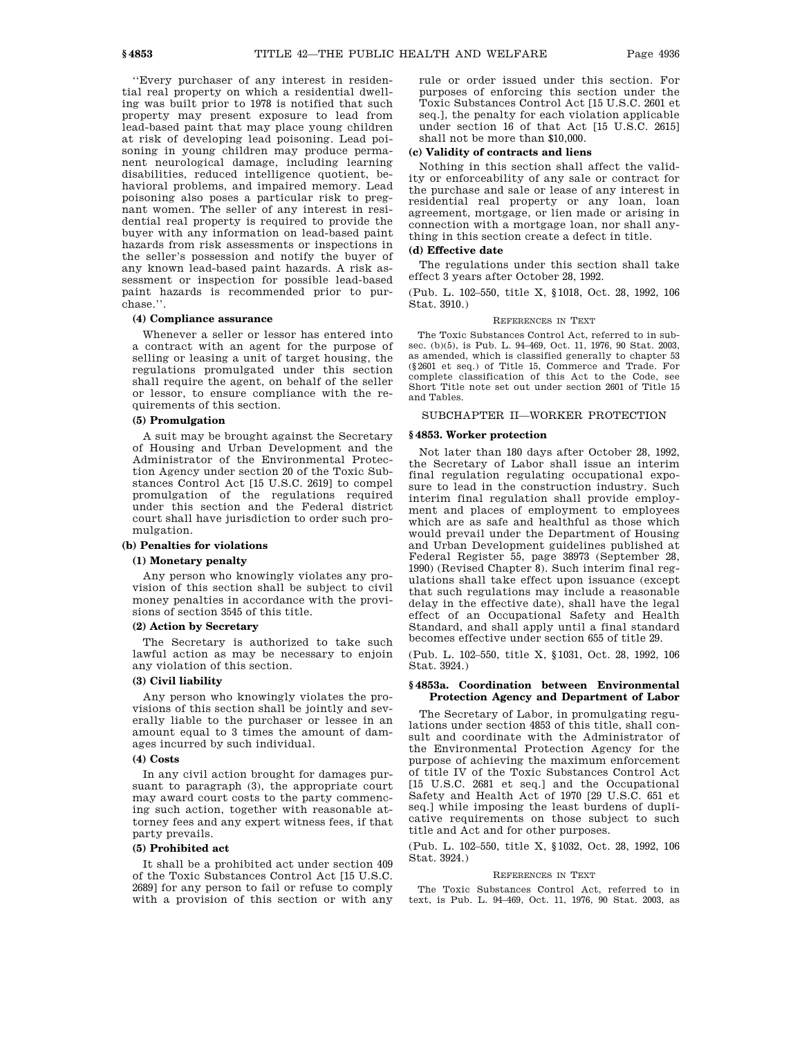''Every purchaser of any interest in residential real property on which a residential dwelling was built prior to 1978 is notified that such property may present exposure to lead from lead-based paint that may place young children at risk of developing lead poisoning. Lead poisoning in young children may produce permanent neurological damage, including learning disabilities, reduced intelligence quotient, behavioral problems, and impaired memory. Lead poisoning also poses a particular risk to pregnant women. The seller of any interest in residential real property is required to provide the buyer with any information on lead-based paint hazards from risk assessments or inspections in the seller's possession and notify the buyer of any known lead-based paint hazards. A risk assessment or inspection for possible lead-based paint hazards is recommended prior to purchase.''.

**(4) Compliance assurance**

Whenever a seller or lessor has entered into a contract with an agent for the purpose of selling or leasing a unit of target housing, the regulations promulgated under this section shall require the agent, on behalf of the seller or lessor, to ensure compliance with the requirements of this section.

**(5) Promulgation**

A suit may be brought against the Secretary of Housing and Urban Development and the Administrator of the Environmental Protection Agency under section 20 of the Toxic Substances Control Act [15 U.S.C. 2619] to compel promulgation of the regulations required under this section and the Federal district court shall have jurisdiction to order such promulgation.

**(b) Penalties for violations**

**(1) Monetary penalty**

Any person who knowingly violates any provision of this section shall be subject to civil money penalties in accordance with the provisions of section 3545 of this title.

**(2) Action by Secretary**

The Secretary is authorized to take such lawful action as may be necessary to enjoin any violation of this section.

**(3) Civil liability**

Any person who knowingly violates the provisions of this section shall be jointly and severally liable to the purchaser or lessee in an amount equal to 3 times the amount of damages incurred by such individual.

**(4) Costs**

In any civil action brought for damages pursuant to paragraph (3), the appropriate court may award court costs to the party commencing such action, together with reasonable attorney fees and any expert witness fees, if that party prevails.

**(5) Prohibited act**

It shall be a prohibited act under section 409 of the Toxic Substances Control Act [15 U.S.C. 2689] for any person to fail or refuse to comply with a provision of this section or with any rule or order issued under this section. For purposes of enforcing this section under the Toxic Substances Control Act [15 U.S.C. 2601 et seq.], the penalty for each violation applicable under section 16 of that Act [15 U.S.C. 2615] shall not be more than $10,000.

**(c) Validity of contracts and liens**

Nothing in this section shall affect the validity or enforceability of any sale or contract for the purchase and sale or lease of any interest in residential real property or any loan, loan agreement, mortgage, or lien made or arising in connection with a mortgage loan, nor shall anything in this section create a defect in title.

**(d) Effective date**

The regulations under this section shall take effect 3 years after October 28, 1992.

(Pub. L. 102–550, title X, §1018, Oct. 28, 1992, 106 Stat. 3910.)

REFERENCES IN TEXT

The Toxic Substances Control Act, referred to in subsec. (b)(5), is Pub. L. 94–469, Oct. 11, 1976, 90 Stat. 2003, as amended, which is classified generally to chapter 53 (§2601 et seq.) of Title 15, Commerce and Trade. For complete classification of this Act to the Code, see Short Title note set out under section 2601 of Title 15 and Tables.

## SUBCHAPTER II—WORKER PROTECTION

### §4853. Worker protection

Not later than 180 days after October 28, 1992, the Secretary of Labor shall issue an interim final regulation regulating occupational exposure to lead in the construction industry. Such interim final regulation shall provide employment and places of employment to employees which are as safe and healthful as those which would prevail under the Department of Housing and Urban Development guidelines published at Federal Register 55, page 38973 (September 28, 1990) (Revised Chapter 8). Such interim final regulations shall take effect upon issuance (except that such regulations may include a reasonable delay in the effective date), shall have the legal effect of an Occupational Safety and Health Standard, and shall apply until a final standard becomes effective under section 655 of title 29.

(Pub. L. 102–550, title X, §1031, Oct. 28, 1992, 106 Stat. 3924.)

### §4853a. Coordination between Environmental Protection Agency and Department of Labor

The Secretary of Labor, in promulgating regulations under section 4853 of this title, shall consult and coordinate with the Administrator of the Environmental Protection Agency for the purpose of achieving the maximum enforcement of title IV of the Toxic Substances Control Act [15 U.S.C. 2681 et seq.] and the Occupational Safety and Health Act of 1970 [29 U.S.C. 651 et seq.] while imposing the least burdens of duplicative requirements on those subject to such title and Act and for other purposes.

(Pub. L. 102–550, title X, §1032, Oct. 28, 1992, 106 Stat. 3924.)

REFERENCES IN TEXT

The Toxic Substances Control Act, referred to in text, is Pub. L. 94–469, Oct. 11, 1976, 90 Stat. 2003, as